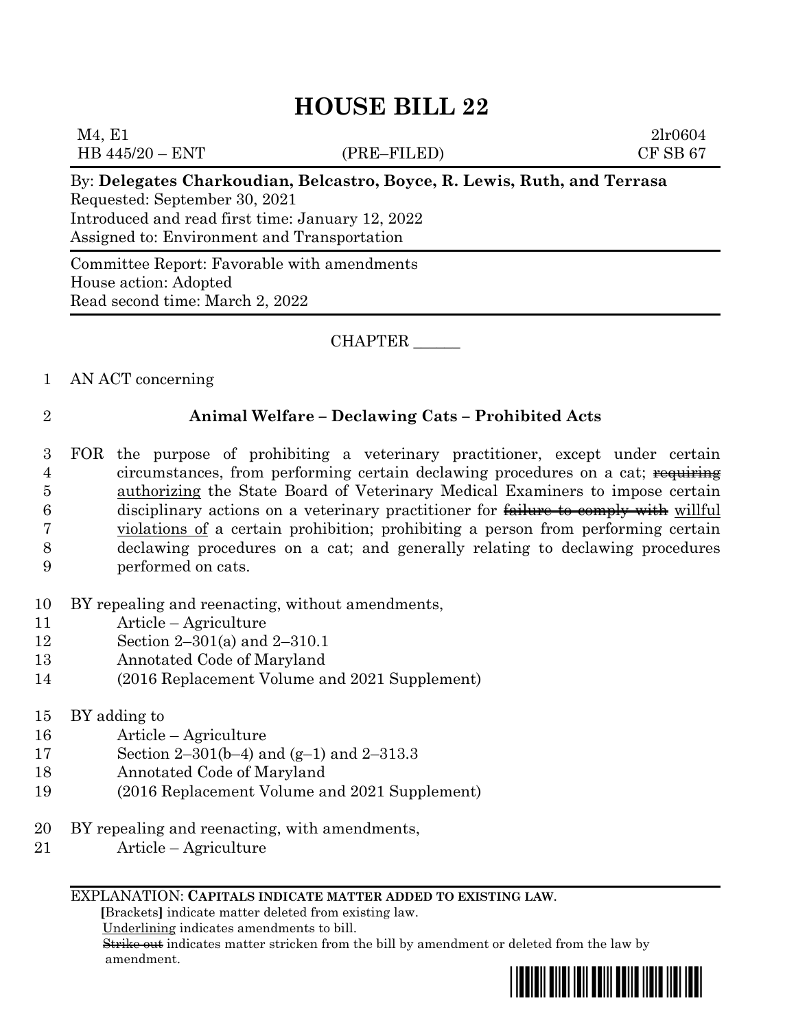# HOUSE BILL 22

M4, E1 2lr0604
HB 445/20 – ENT (PRE–FILED) CF SB 67

By: **Delegates Charkoudian, Belcastro, Boyce, R. Lewis, Ruth, and Terrasa**
Requested: September 30, 2021
Introduced and read first time: January 12, 2022
Assigned to: Environment and Transportation

Committee Report: Favorable with amendments
House action: Adopted
Read second time: March 2, 2022

CHAPTER ______

1 AN ACT concerning

2 **Animal Welfare – Declawing Cats – Prohibited Acts**

3 FOR the purpose of prohibiting a veterinary practitioner, except under certain
4 circumstances, from performing certain declawing procedures on a cat; ~~requiring~~
5 <u>authorizing</u> the State Board of Veterinary Medical Examiners to impose certain
6 disciplinary actions on a veterinary practitioner for ~~failure to comply with~~ <u>willful</u>
7 <u>violations of</u> a certain prohibition; prohibiting a person from performing certain
8 declawing procedures on a cat; and generally relating to declawing procedures
9 performed on cats.

10 BY repealing and reenacting, without amendments,
11 Article – Agriculture
12 Section 2–301(a) and 2–310.1
13 Annotated Code of Maryland
14 (2016 Replacement Volume and 2021 Supplement)

15 BY adding to
16 Article – Agriculture
17 Section 2–301(b–4) and (g–1) and 2–313.3
18 Annotated Code of Maryland
19 (2016 Replacement Volume and 2021 Supplement)

20 BY repealing and reenacting, with amendments,
21 Article – Agriculture

EXPLANATION: **CAPITALS INDICATE MATTER ADDED TO EXISTING LAW.**
**[**Brackets**]** indicate matter deleted from existing law.
<u>Underlining</u> indicates amendments to bill.
~~Strike out~~ indicates matter stricken from the bill by amendment or deleted from the law by amendment.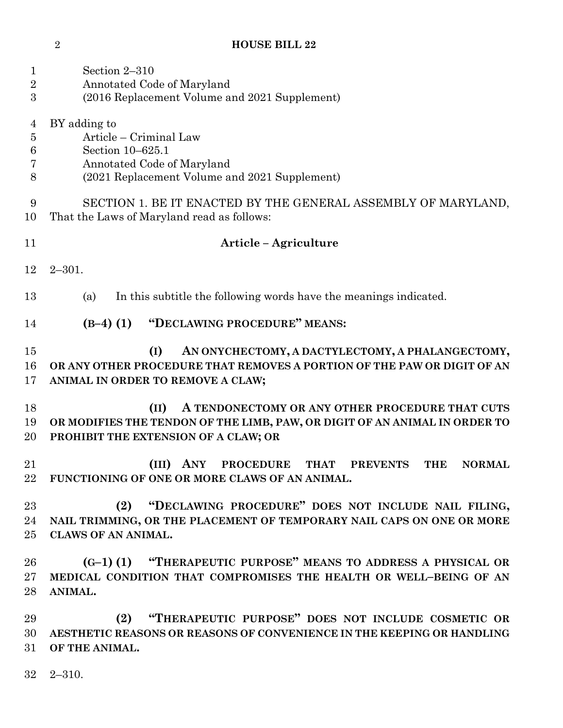Section 2–310
Annotated Code of Maryland
(2016 Replacement Volume and 2021 Supplement)

BY adding to
Article – Criminal Law
Section 10–625.1
Annotated Code of Maryland
(2021 Replacement Volume and 2021 Supplement)

SECTION 1. BE IT ENACTED BY THE GENERAL ASSEMBLY OF MARYLAND, That the Laws of Maryland read as follows:

**Article – Agriculture**

2–301.

(a) In this subtitle the following words have the meanings indicated.

**(B–4) (1) "DECLAWING PROCEDURE" MEANS:**

**(I) AN ONYCHECTOMY, A DACTYLECTOMY, A PHALANGECTOMY, OR ANY OTHER PROCEDURE THAT REMOVES A PORTION OF THE PAW OR DIGIT OF AN ANIMAL IN ORDER TO REMOVE A CLAW;**

**(II) A TENDONECTOMY OR ANY OTHER PROCEDURE THAT CUTS OR MODIFIES THE TENDON OF THE LIMB, PAW, OR DIGIT OF AN ANIMAL IN ORDER TO PROHIBIT THE EXTENSION OF A CLAW; OR**

**(III) ANY PROCEDURE THAT PREVENTS THE NORMAL FUNCTIONING OF ONE OR MORE CLAWS OF AN ANIMAL.**

**(2) "DECLAWING PROCEDURE" DOES NOT INCLUDE NAIL FILING, NAIL TRIMMING, OR THE PLACEMENT OF TEMPORARY NAIL CAPS ON ONE OR MORE CLAWS OF AN ANIMAL.**

**(G–1) (1) "THERAPEUTIC PURPOSE" MEANS TO ADDRESS A PHYSICAL OR MEDICAL CONDITION THAT COMPROMISES THE HEALTH OR WELL–BEING OF AN ANIMAL.**

**(2) "THERAPEUTIC PURPOSE" DOES NOT INCLUDE COSMETIC OR AESTHETIC REASONS OR REASONS OF CONVENIENCE IN THE KEEPING OR HANDLING OF THE ANIMAL.**

2–310.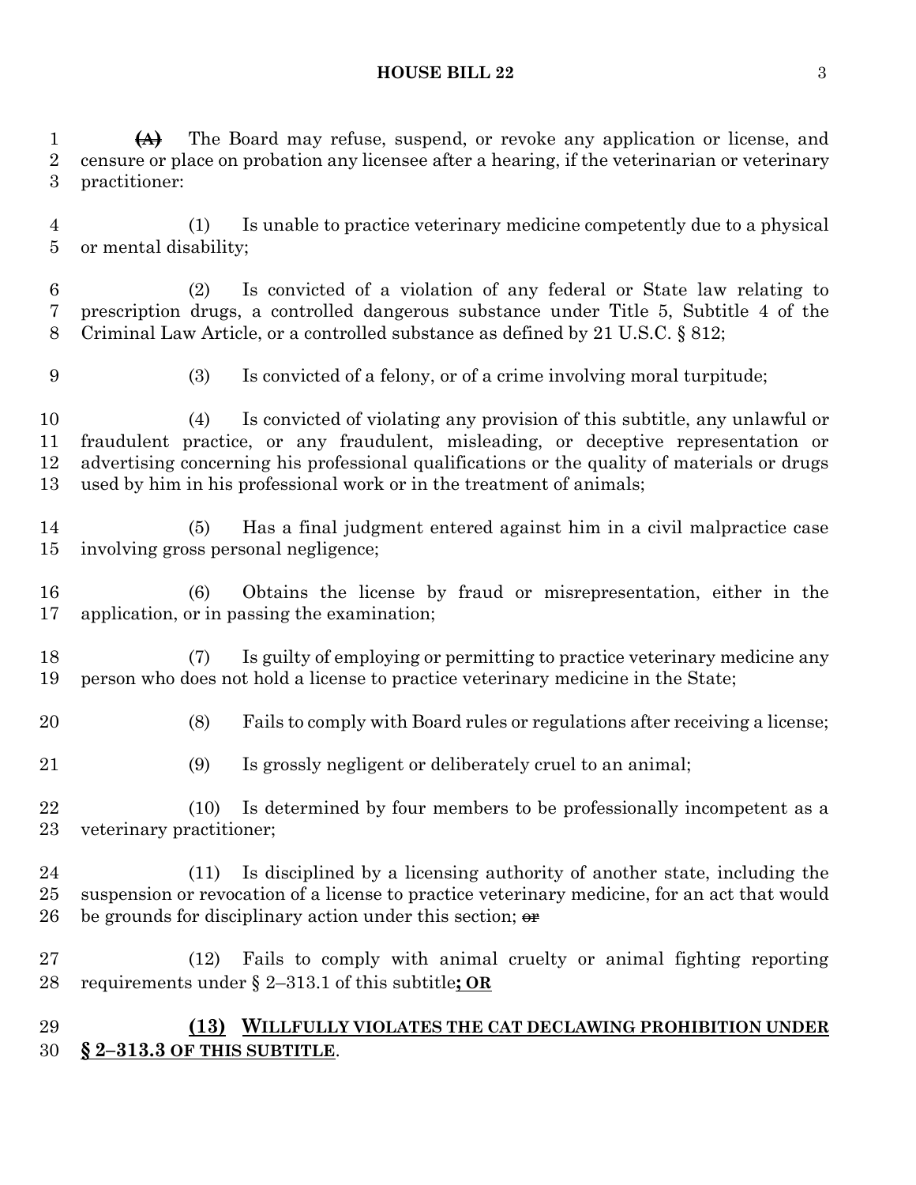~~(A)~~ The Board may refuse, suspend, or revoke any application or license, and censure or place on probation any licensee after a hearing, if the veterinarian or veterinary practitioner:

(1) Is unable to practice veterinary medicine competently due to a physical or mental disability;

(2) Is convicted of a violation of any federal or State law relating to prescription drugs, a controlled dangerous substance under Title 5, Subtitle 4 of the Criminal Law Article, or a controlled substance as defined by 21 U.S.C. § 812;

(3) Is convicted of a felony, or of a crime involving moral turpitude;

(4) Is convicted of violating any provision of this subtitle, any unlawful or fraudulent practice, or any fraudulent, misleading, or deceptive representation or advertising concerning his professional qualifications or the quality of materials or drugs used by him in his professional work or in the treatment of animals;

(5) Has a final judgment entered against him in a civil malpractice case involving gross personal negligence;

(6) Obtains the license by fraud or misrepresentation, either in the application, or in passing the examination;

(7) Is guilty of employing or permitting to practice veterinary medicine any person who does not hold a license to practice veterinary medicine in the State;

(8) Fails to comply with Board rules or regulations after receiving a license;

(9) Is grossly negligent or deliberately cruel to an animal;

(10) Is determined by four members to be professionally incompetent as a veterinary practitioner;

(11) Is disciplined by a licensing authority of another state, including the suspension or revocation of a license to practice veterinary medicine, for an act that would be grounds for disciplinary action under this section; ~~or~~

(12) Fails to comply with animal cruelty or animal fighting reporting requirements under § 2–313.1 of this subtitle**; OR**

**(13) WILLFULLY VIOLATES THE CAT DECLAWING PROHIBITION UNDER § 2–313.3 OF THIS SUBTITLE**.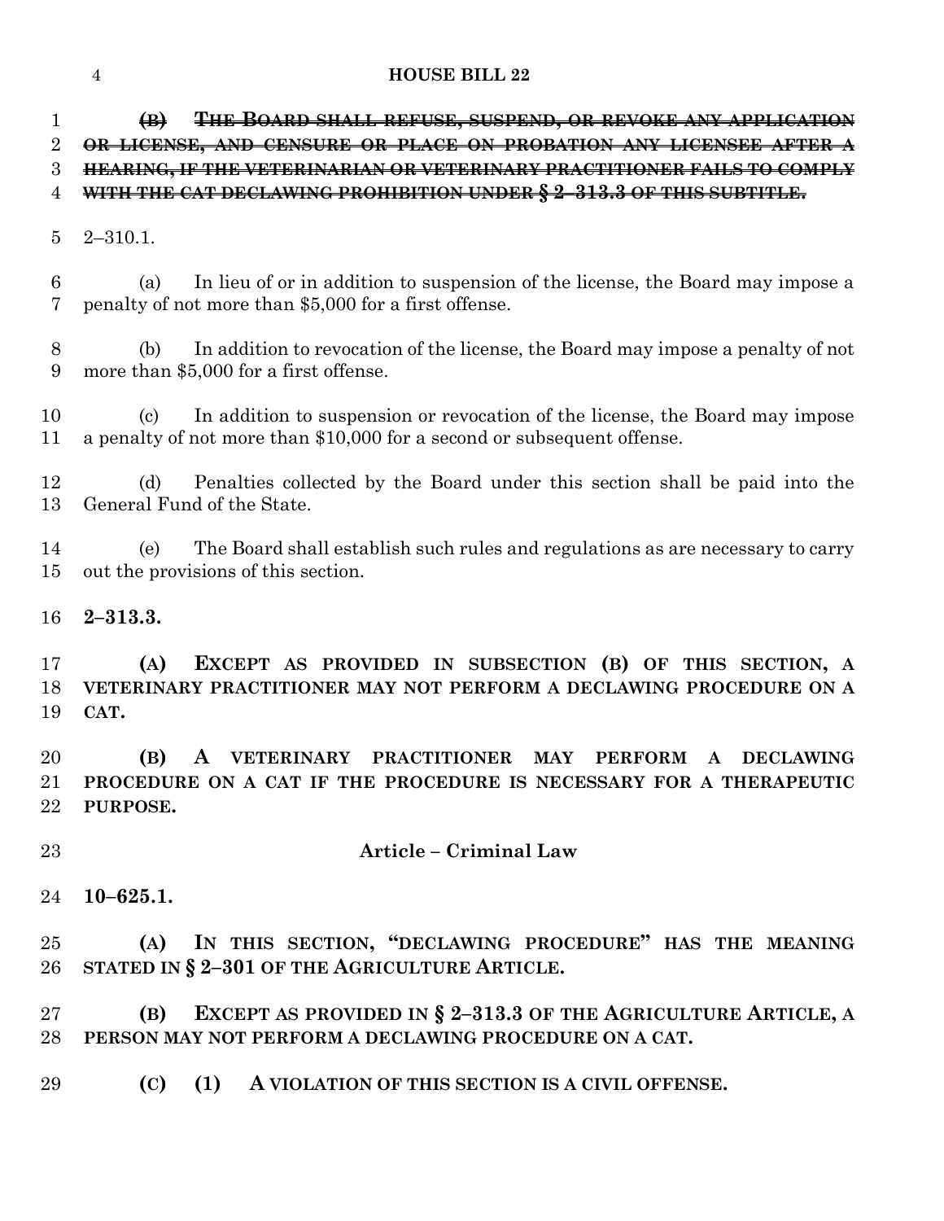~~(B) THE BOARD SHALL REFUSE, SUSPEND, OR REVOKE ANY APPLICATION OR LICENSE, AND CENSURE OR PLACE ON PROBATION ANY LICENSEE AFTER A HEARING, IF THE VETERINARIAN OR VETERINARY PRACTITIONER FAILS TO COMPLY WITH THE CAT DECLAWING PROHIBITION UNDER § 2–313.3 OF THIS SUBTITLE.~~

2–310.1.

(a) In lieu of or in addition to suspension of the license, the Board may impose a penalty of not more than $5,000 for a first offense.

(b) In addition to revocation of the license, the Board may impose a penalty of not more than $5,000 for a first offense.

(c) In addition to suspension or revocation of the license, the Board may impose a penalty of not more than $10,000 for a second or subsequent offense.

(d) Penalties collected by the Board under this section shall be paid into the General Fund of the State.

(e) The Board shall establish such rules and regulations as are necessary to carry out the provisions of this section.

**2–313.3.**

**(A) EXCEPT AS PROVIDED IN SUBSECTION (B) OF THIS SECTION, A VETERINARY PRACTITIONER MAY NOT PERFORM A DECLAWING PROCEDURE ON A CAT.**

**(B) A VETERINARY PRACTITIONER MAY PERFORM A DECLAWING PROCEDURE ON A CAT IF THE PROCEDURE IS NECESSARY FOR A THERAPEUTIC PURPOSE.**

**Article – Criminal Law**

**10–625.1.**

**(A) IN THIS SECTION, "DECLAWING PROCEDURE" HAS THE MEANING STATED IN § 2–301 OF THE AGRICULTURE ARTICLE.**

**(B) EXCEPT AS PROVIDED IN § 2–313.3 OF THE AGRICULTURE ARTICLE, A PERSON MAY NOT PERFORM A DECLAWING PROCEDURE ON A CAT.**

**(C) (1) A VIOLATION OF THIS SECTION IS A CIVIL OFFENSE.**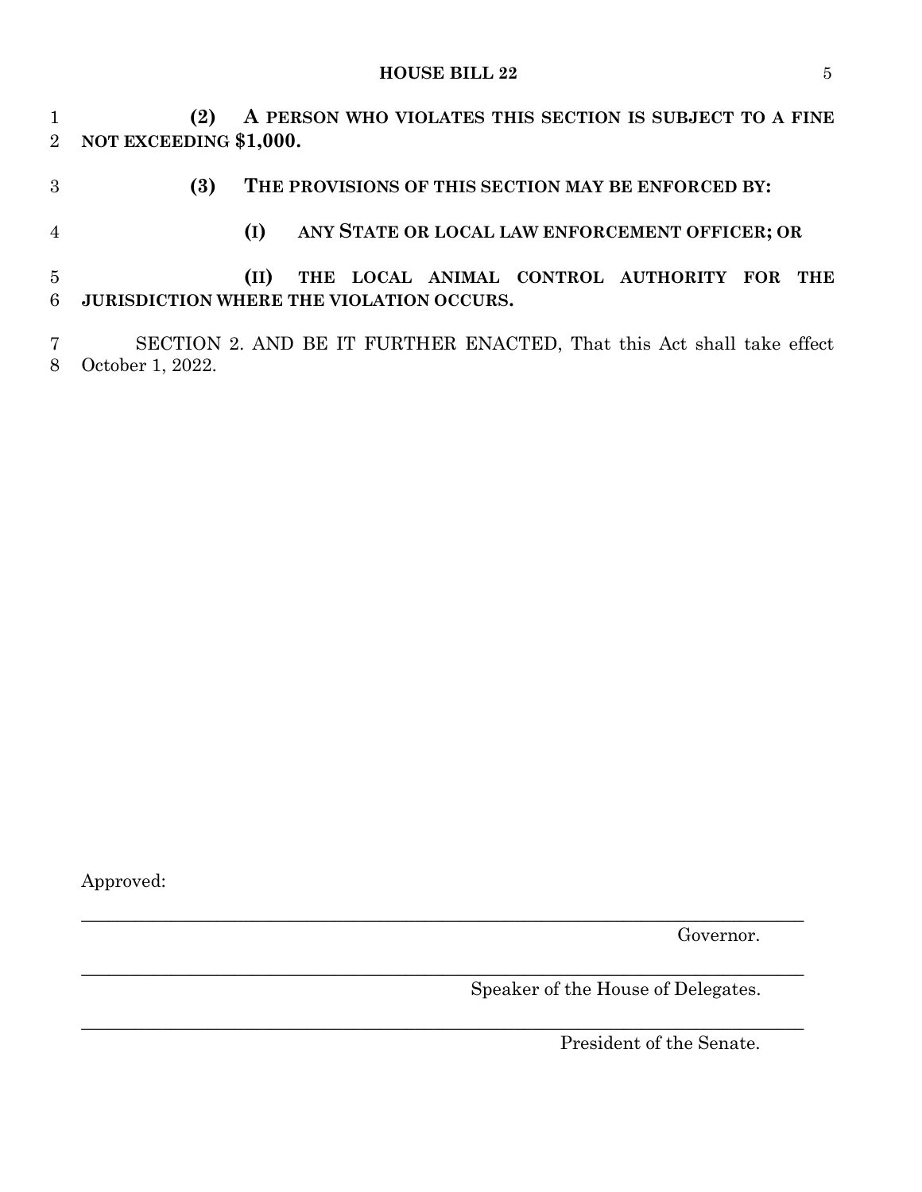**(2) A PERSON WHO VIOLATES THIS SECTION IS SUBJECT TO A FINE NOT EXCEEDING $1,000.**

**(3) THE PROVISIONS OF THIS SECTION MAY BE ENFORCED BY:**

**(I) ANY STATE OR LOCAL LAW ENFORCEMENT OFFICER; OR**

**(II) THE LOCAL ANIMAL CONTROL AUTHORITY FOR THE JURISDICTION WHERE THE VIOLATION OCCURS.**

SECTION 2. AND BE IT FURTHER ENACTED, That this Act shall take effect October 1, 2022.

Approved:

\_\_\_\_\_\_\_\_\_\_\_\_\_\_\_\_\_\_\_\_\_\_\_\_\_\_\_\_\_\_\_\_\_\_\_\_\_\_\_\_\_\_\_\_\_\_\_\_

Governor.

\_\_\_\_\_\_\_\_\_\_\_\_\_\_\_\_\_\_\_\_\_\_\_\_\_\_\_\_\_\_\_\_\_\_\_\_\_\_\_\_\_\_\_\_\_\_\_\_

Speaker of the House of Delegates.

\_\_\_\_\_\_\_\_\_\_\_\_\_\_\_\_\_\_\_\_\_\_\_\_\_\_\_\_\_\_\_\_\_\_\_\_\_\_\_\_\_\_\_\_\_\_\_\_

President of the Senate.